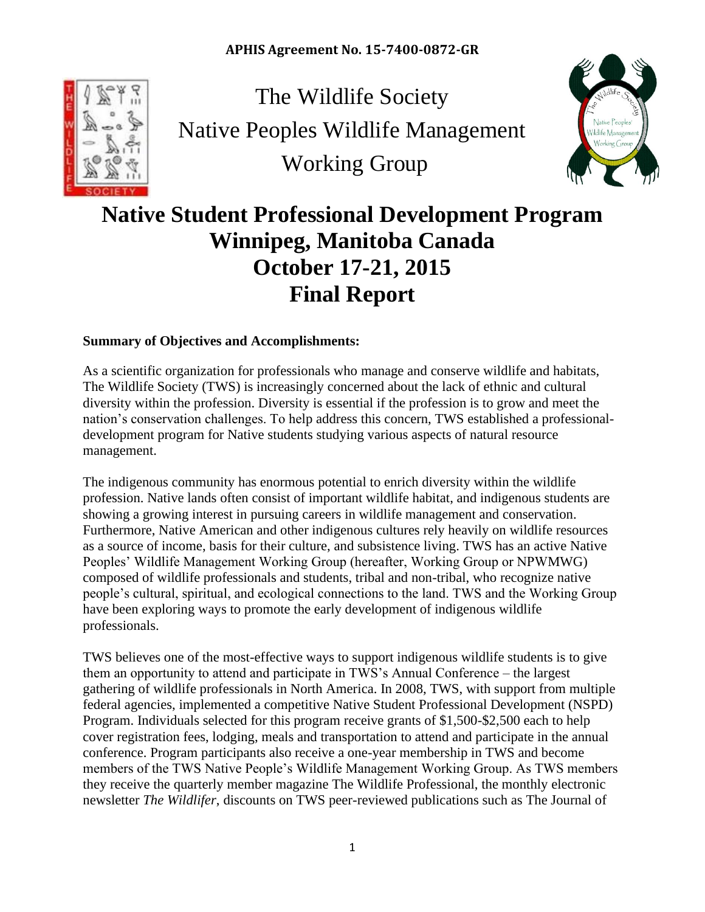**APHIS Agreement No. 15-7400-0872-GR**

The Wildlife Society
Native Peoples Wildlife Management
Working Group

# Native Student Professional Development Program
# Winnipeg, Manitoba Canada
# October 17-21, 2015
# Final Report

**Summary of Objectives and Accomplishments:**

As a scientific organization for professionals who manage and conserve wildlife and habitats, The Wildlife Society (TWS) is increasingly concerned about the lack of ethnic and cultural diversity within the profession. Diversity is essential if the profession is to grow and meet the nation's conservation challenges. To help address this concern, TWS established a professional-development program for Native students studying various aspects of natural resource management.

The indigenous community has enormous potential to enrich diversity within the wildlife profession. Native lands often consist of important wildlife habitat, and indigenous students are showing a growing interest in pursuing careers in wildlife management and conservation. Furthermore, Native American and other indigenous cultures rely heavily on wildlife resources as a source of income, basis for their culture, and subsistence living. TWS has an active Native Peoples' Wildlife Management Working Group (hereafter, Working Group or NPWMWG) composed of wildlife professionals and students, tribal and non-tribal, who recognize native people's cultural, spiritual, and ecological connections to the land. TWS and the Working Group have been exploring ways to promote the early development of indigenous wildlife professionals.

TWS believes one of the most-effective ways to support indigenous wildlife students is to give them an opportunity to attend and participate in TWS's Annual Conference – the largest gathering of wildlife professionals in North America. In 2008, TWS, with support from multiple federal agencies, implemented a competitive Native Student Professional Development (NSPD) Program. Individuals selected for this program receive grants of $1,500-$2,500 each to help cover registration fees, lodging, meals and transportation to attend and participate in the annual conference. Program participants also receive a one-year membership in TWS and become members of the TWS Native People's Wildlife Management Working Group. As TWS members they receive the quarterly member magazine The Wildlife Professional, the monthly electronic newsletter *The Wildlifer*, discounts on TWS peer-reviewed publications such as The Journal of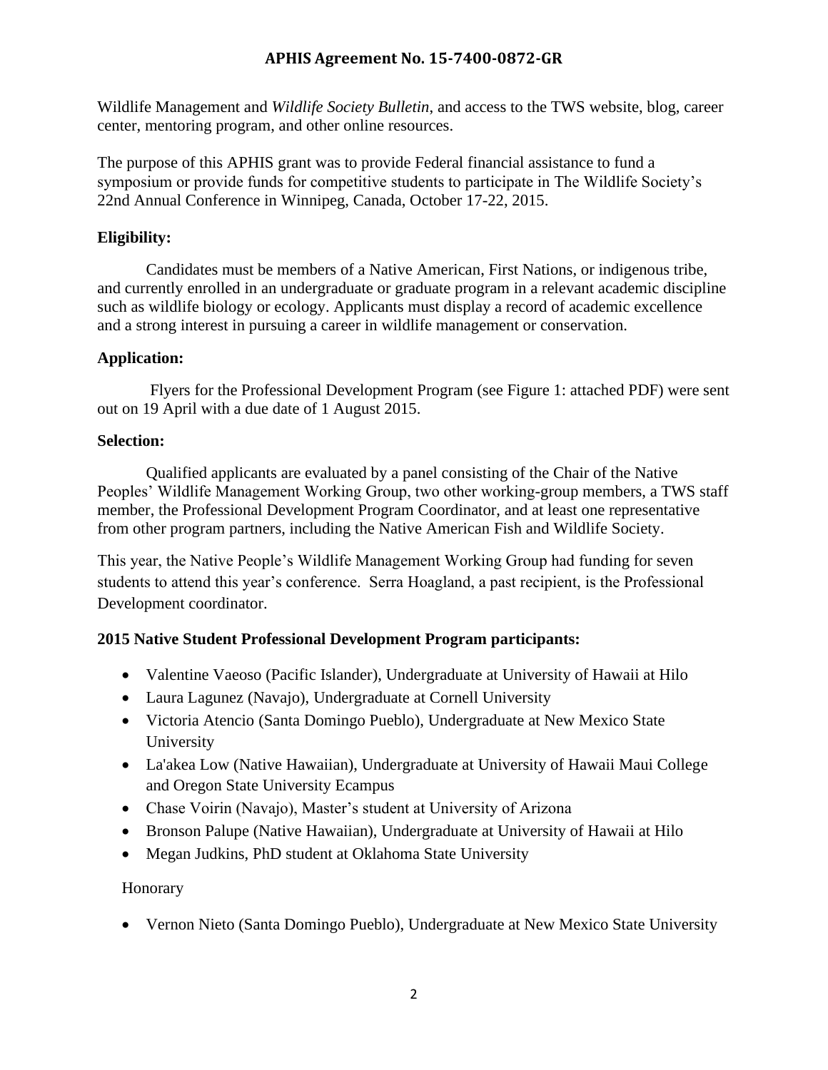Wildlife Management and *Wildlife Society Bulletin*, and access to the TWS website, blog, career center, mentoring program, and other online resources.

The purpose of this APHIS grant was to provide Federal financial assistance to fund a symposium or provide funds for competitive students to participate in The Wildlife Society's 22nd Annual Conference in Winnipeg, Canada, October 17-22, 2015.

**Eligibility:**

Candidates must be members of a Native American, First Nations, or indigenous tribe, and currently enrolled in an undergraduate or graduate program in a relevant academic discipline such as wildlife biology or ecology. Applicants must display a record of academic excellence and a strong interest in pursuing a career in wildlife management or conservation.

**Application:**

Flyers for the Professional Development Program (see Figure 1: attached PDF) were sent out on 19 April with a due date of 1 August 2015.

**Selection:**

Qualified applicants are evaluated by a panel consisting of the Chair of the Native Peoples' Wildlife Management Working Group, two other working-group members, a TWS staff member, the Professional Development Program Coordinator, and at least one representative from other program partners, including the Native American Fish and Wildlife Society.

This year, the Native People's Wildlife Management Working Group had funding for seven students to attend this year's conference. Serra Hoagland, a past recipient, is the Professional Development coordinator.

**2015 Native Student Professional Development Program participants:**

- Valentine Vaeoso (Pacific Islander), Undergraduate at University of Hawaii at Hilo
- Laura Lagunez (Navajo), Undergraduate at Cornell University
- Victoria Atencio (Santa Domingo Pueblo), Undergraduate at New Mexico State University
- La'akea Low (Native Hawaiian), Undergraduate at University of Hawaii Maui College and Oregon State University Ecampus
- Chase Voirin (Navajo), Master's student at University of Arizona
- Bronson Palupe (Native Hawaiian), Undergraduate at University of Hawaii at Hilo
- Megan Judkins, PhD student at Oklahoma State University

Honorary

- Vernon Nieto (Santa Domingo Pueblo), Undergraduate at New Mexico State University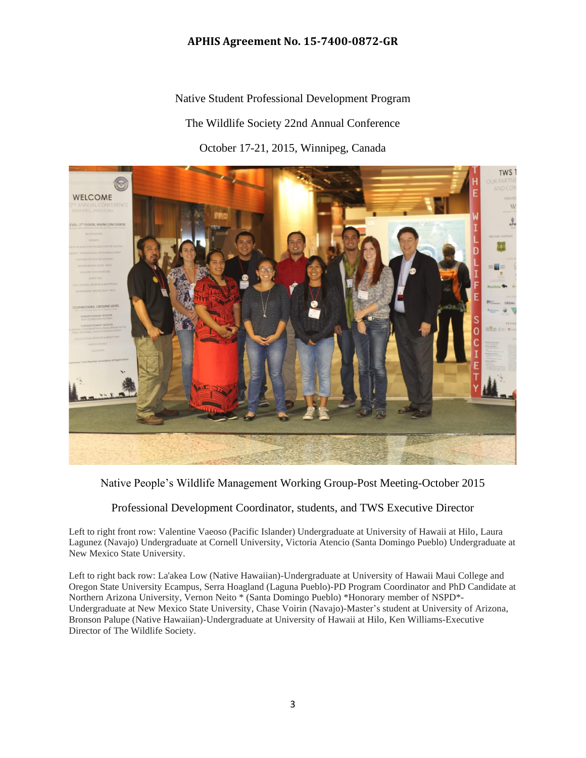**APHIS Agreement No. 15-7400-0872-GR**

Native Student Professional Development Program

The Wildlife Society 22nd Annual Conference

October 17-21, 2015, Winnipeg, Canada

Native People's Wildlife Management Working Group-Post Meeting-October 2015

Professional Development Coordinator, students, and TWS Executive Director

Left to right front row: Valentine Vaeoso (Pacific Islander) Undergraduate at University of Hawaii at Hilo, Laura Lagunez (Navajo) Undergraduate at Cornell University, Victoria Atencio (Santa Domingo Pueblo) Undergraduate at New Mexico State University.

Left to right back row: La'akea Low (Native Hawaiian)-Undergraduate at University of Hawaii Maui College and Oregon State University Ecampus, Serra Hoagland (Laguna Pueblo)-PD Program Coordinator and PhD Candidate at Northern Arizona University, Vernon Neito * (Santa Domingo Pueblo) *Honorary member of NSPD*-Undergraduate at New Mexico State University, Chase Voirin (Navajo)-Master's student at University of Arizona, Bronson Palupe (Native Hawaiian)-Undergraduate at University of Hawaii at Hilo, Ken Williams-Executive Director of The Wildlife Society.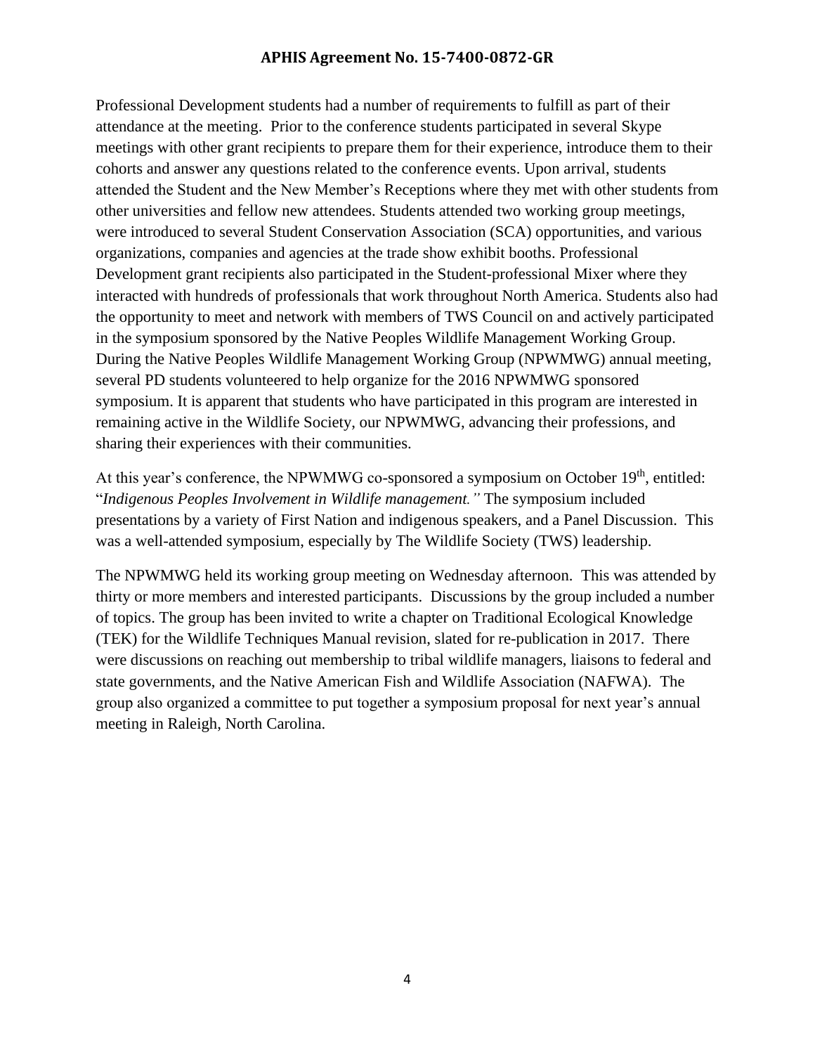Professional Development students had a number of requirements to fulfill as part of their attendance at the meeting. Prior to the conference students participated in several Skype meetings with other grant recipients to prepare them for their experience, introduce them to their cohorts and answer any questions related to the conference events. Upon arrival, students attended the Student and the New Member's Receptions where they met with other students from other universities and fellow new attendees. Students attended two working group meetings, were introduced to several Student Conservation Association (SCA) opportunities, and various organizations, companies and agencies at the trade show exhibit booths. Professional Development grant recipients also participated in the Student-professional Mixer where they interacted with hundreds of professionals that work throughout North America. Students also had the opportunity to meet and network with members of TWS Council on and actively participated in the symposium sponsored by the Native Peoples Wildlife Management Working Group. During the Native Peoples Wildlife Management Working Group (NPWMWG) annual meeting, several PD students volunteered to help organize for the 2016 NPWMWG sponsored symposium. It is apparent that students who have participated in this program are interested in remaining active in the Wildlife Society, our NPWMWG, advancing their professions, and sharing their experiences with their communities.

At this year's conference, the NPWMWG co-sponsored a symposium on October 19th, entitled: "*Indigenous Peoples Involvement in Wildlife management."* The symposium included presentations by a variety of First Nation and indigenous speakers, and a Panel Discussion. This was a well-attended symposium, especially by The Wildlife Society (TWS) leadership.

The NPWMWG held its working group meeting on Wednesday afternoon. This was attended by thirty or more members and interested participants. Discussions by the group included a number of topics. The group has been invited to write a chapter on Traditional Ecological Knowledge (TEK) for the Wildlife Techniques Manual revision, slated for re-publication in 2017. There were discussions on reaching out membership to tribal wildlife managers, liaisons to federal and state governments, and the Native American Fish and Wildlife Association (NAFWA). The group also organized a committee to put together a symposium proposal for next year's annual meeting in Raleigh, North Carolina.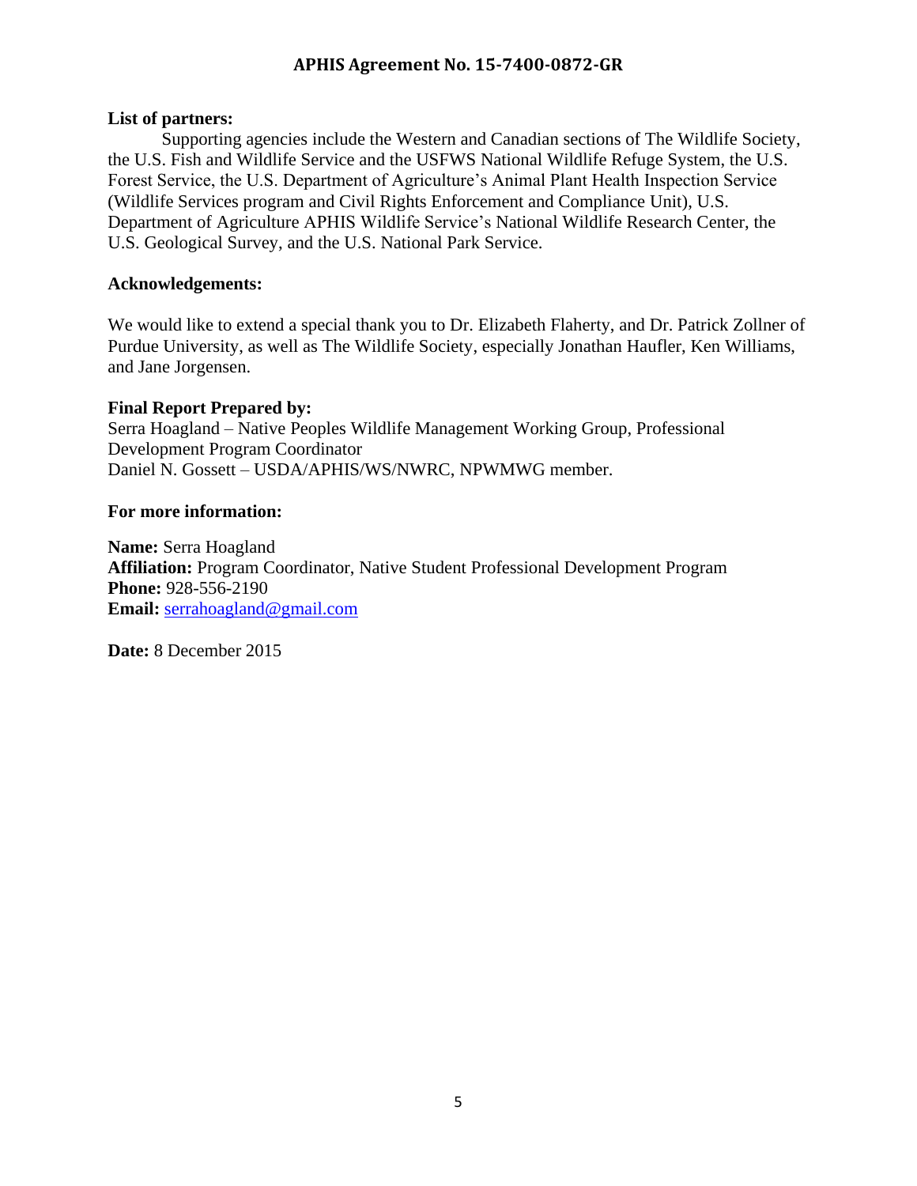**List of partners:**

Supporting agencies include the Western and Canadian sections of The Wildlife Society, the U.S. Fish and Wildlife Service and the USFWS National Wildlife Refuge System, the U.S. Forest Service, the U.S. Department of Agriculture's Animal Plant Health Inspection Service (Wildlife Services program and Civil Rights Enforcement and Compliance Unit), U.S. Department of Agriculture APHIS Wildlife Service's National Wildlife Research Center, the U.S. Geological Survey, and the U.S. National Park Service.

**Acknowledgements:**

We would like to extend a special thank you to Dr. Elizabeth Flaherty, and Dr. Patrick Zollner of Purdue University, as well as The Wildlife Society, especially Jonathan Haufler, Ken Williams, and Jane Jorgensen.

**Final Report Prepared by:**
Serra Hoagland – Native Peoples Wildlife Management Working Group, Professional Development Program Coordinator
Daniel N. Gossett – USDA/APHIS/WS/NWRC, NPWMWG member.

**For more information:**

**Name:** Serra Hoagland
**Affiliation:** Program Coordinator, Native Student Professional Development Program
**Phone:** 928-556-2190
**Email:** serrahoagland@gmail.com

**Date:** 8 December 2015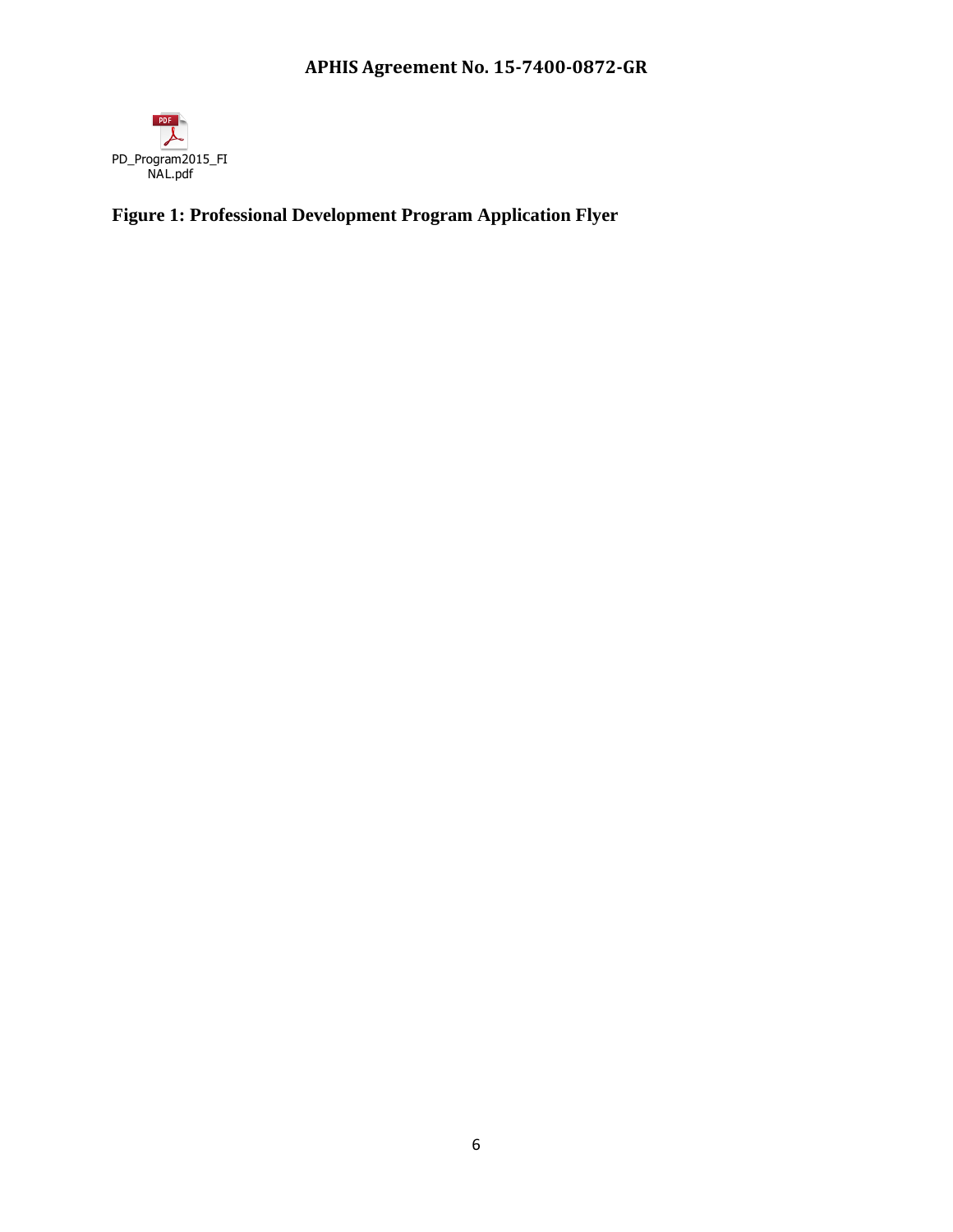PD_Program2015_FINAL.pdf

**Figure 1: Professional Development Program Application Flyer**